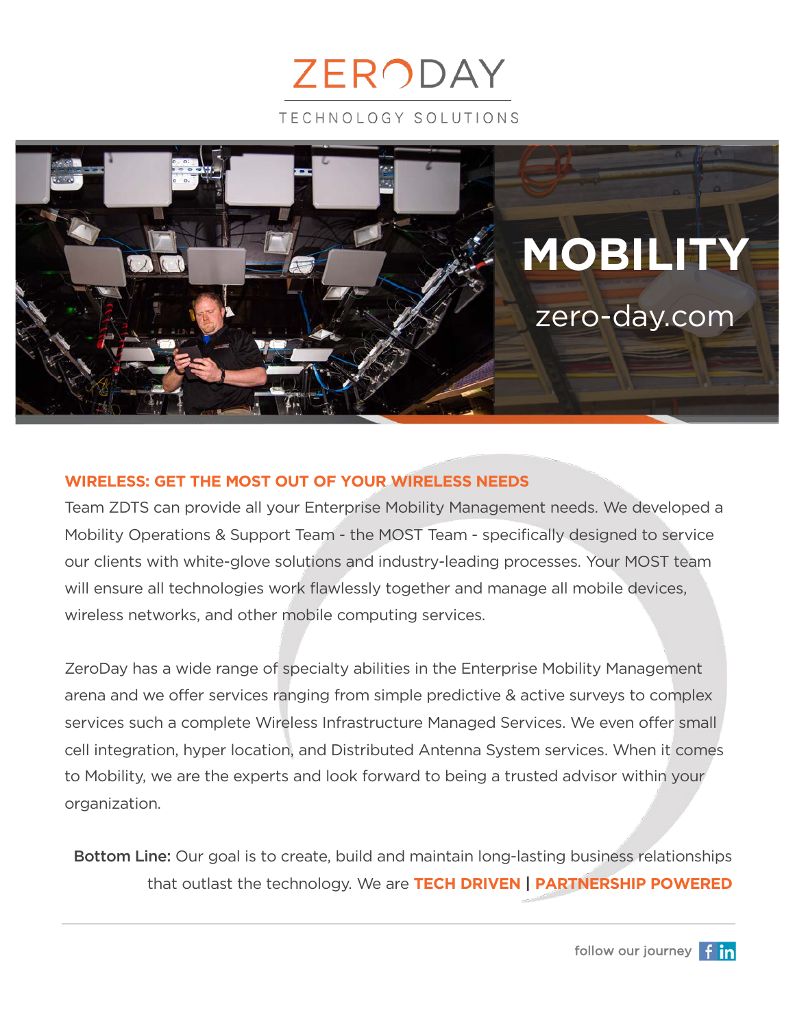# ZERODAY

TECHNOLOGY SOLUTIONS

## MOBILITY

zero-day.com

### WIRELESS: GET THE MOST OUT OF YOUR WIRELESS NEEDS

Team ZDTS can provide all your Enterprise Mobility Management needs. We developed a Mobility Operations & Support Team - the MOST Team - specifically designed to service our clients with white-glove solutions and industry-leading processes. Your MOST team will ensure all technologies work flawlessly together and manage all mobile devices, wireless networks, and other mobile computing services.

ZeroDay has a wide range of specialty abilities in the Enterprise Mobility Management arena and we offer services ranging from simple predictive & active surveys to complex services such a complete Wireless Infrastructure Managed Services. We even offer small cell integration, hyper location, and Distributed Antenna System services. When it comes to Mobility, we are the experts and look forward to being a trusted advisor within your organization.

**Bottom Line:** Our goal is to create, build and maintain long-lasting business relationships that outlast the technology. We are **TECH DRIVEN** | **PARTNERSHIP POWERED**

follow our journey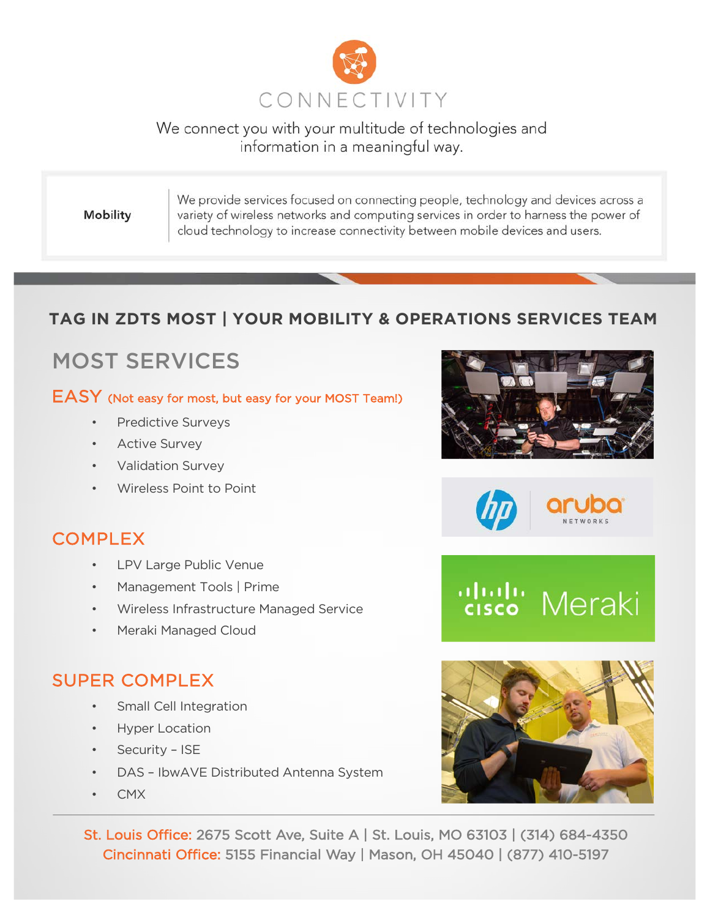# CONNECTIVITY

We connect you with your multitude of technologies and information in a meaningful way.

| | |
|---|---|
| **Mobility** | We provide services focused on connecting people, technology and devices across a variety of wireless networks and computing services in order to harness the power of cloud technology to increase connectivity between mobile devices and users. |

## TAG IN ZDTS MOST | YOUR MOBILITY & OPERATIONS SERVICES TEAM

## MOST SERVICES

### EASY (Not easy for most, but easy for your MOST Team!)

- Predictive Surveys
- Active Survey
- Validation Survey
- Wireless Point to Point

### COMPLEX

- LPV Large Public Venue
- Management Tools | Prime
- Wireless Infrastructure Managed Service
- Meraki Managed Cloud

### SUPER COMPLEX

- Small Cell Integration
- Hyper Location
- Security – ISE
- DAS – IbwAVE Distributed Antenna System
- CMX

St. Louis Office: 2675 Scott Ave, Suite A | St. Louis, MO 63103 | (314) 684-4350
Cincinnati Office: 5155 Financial Way | Mason, OH 45040 | (877) 410-5197